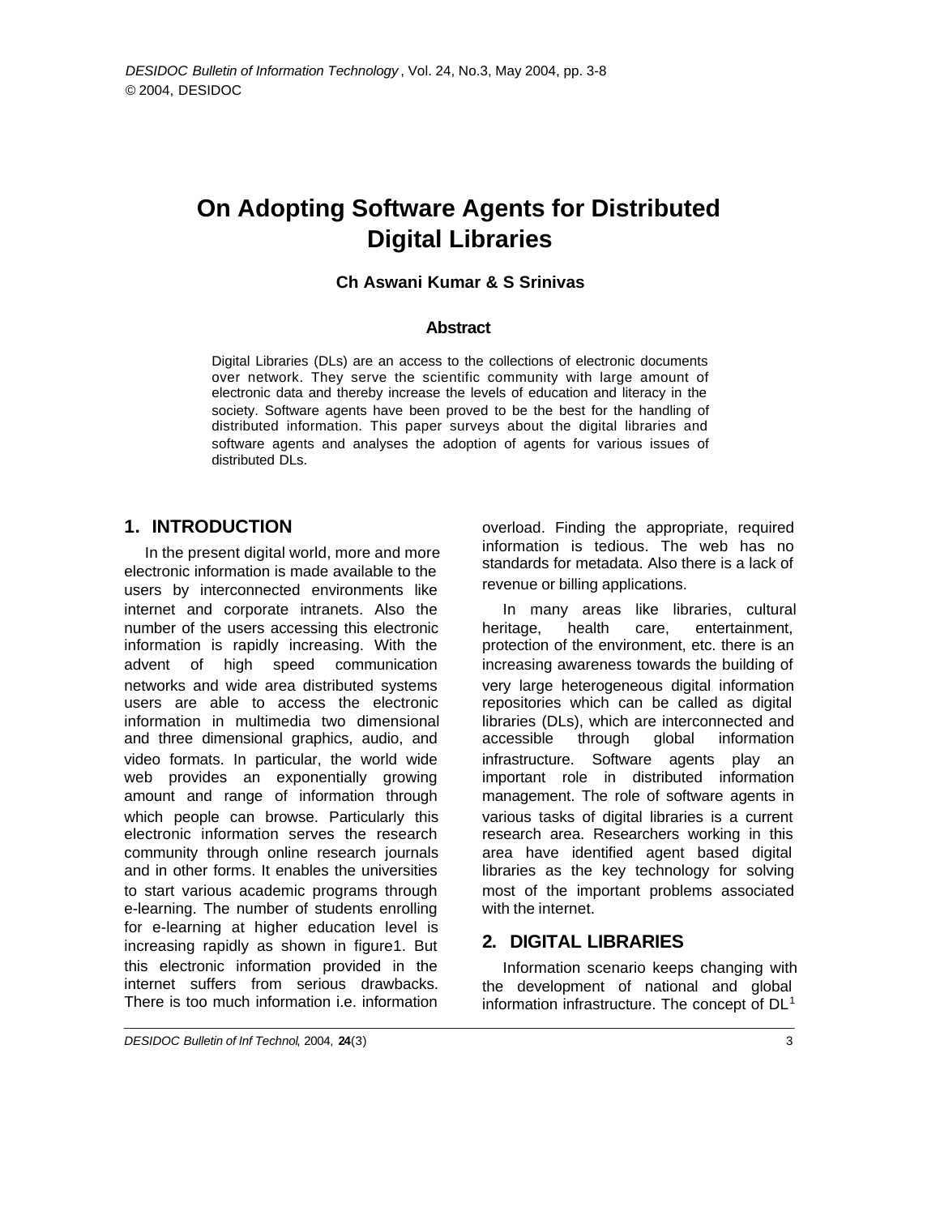# On Adopting Software Agents for Distributed Digital Libraries

**Ch Aswani Kumar & S Srinivas**

### Abstract

Digital Libraries (DLs) are an access to the collections of electronic documents over network. They serve the scientific community with large amount of electronic data and thereby increase the levels of education and literacy in the society. Software agents have been proved to be the best for the handling of distributed information. This paper surveys about the digital libraries and software agents and analyses the adoption of agents for various issues of distributed DLs.

## 1. INTRODUCTION

In the present digital world, more and more electronic information is made available to the users by interconnected environments like internet and corporate intranets. Also the number of the users accessing this electronic information is rapidly increasing. With the advent of high speed communication networks and wide area distributed systems users are able to access the electronic information in multimedia two dimensional and three dimensional graphics, audio, and video formats. In particular, the world wide web provides an exponentially growing amount and range of information through which people can browse. Particularly this electronic information serves the research community through online research journals and in other forms. It enables the universities to start various academic programs through e-learning. The number of students enrolling for e-learning at higher education level is increasing rapidly as shown in figure1. But this electronic information provided in the internet suffers from serious drawbacks. There is too much information i.e. information overload. Finding the appropriate, required information is tedious. The web has no standards for metadata. Also there is a lack of revenue or billing applications.

In many areas like libraries, cultural heritage, health care, entertainment, protection of the environment, etc. there is an increasing awareness towards the building of very large heterogeneous digital information repositories which can be called as digital libraries (DLs), which are interconnected and accessible through global information infrastructure. Software agents play an important role in distributed information management. The role of software agents in various tasks of digital libraries is a current research area. Researchers working in this area have identified agent based digital libraries as the key technology for solving most of the important problems associated with the internet.

## 2. DIGITAL LIBRARIES

Information scenario keeps changing with the development of national and global information infrastructure. The concept of DL[1]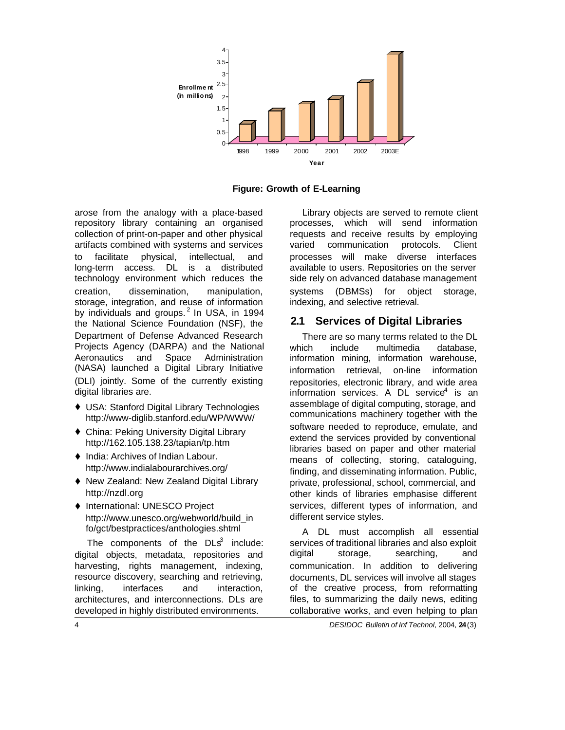**Figure: Growth of E-Learning**

arose from the analogy with a place-based repository library containing an organised collection of print-on-paper and other physical artifacts combined with systems and services to facilitate physical, intellectual, and long-term access. DL is a distributed technology environment which reduces the creation, dissemination, manipulation, storage, integration, and reuse of information by individuals and groups.[2] In USA, in 1994 the National Science Foundation (NSF), the Department of Defense Advanced Research Projects Agency (DARPA) and the National Aeronautics and Space Administration (NASA) launched a Digital Library Initiative (DLI) jointly. Some of the currently existing digital libraries are.

- USA: Stanford Digital Library Technologies http://www-diglib.stanford.edu/WP/WWW/
- China: Peking University Digital Library http://162.105.138.23/tapian/tp.htm
- India: Archives of Indian Labour. http://www.indialabourarchives.org/
- New Zealand: New Zealand Digital Library http://nzdl.org
- International: UNESCO Project http://www.unesco.org/webworld/build_info/gct/bestpractices/anthologies.shtml

The components of the DLs[3] include: digital objects, metadata, repositories and harvesting, rights management, indexing, resource discovery, searching and retrieving, linking, interfaces and interaction, architectures, and interconnections. DLs are developed in highly distributed environments.

Library objects are served to remote client processes, which will send information requests and receive results by employing varied communication protocols. Client processes will make diverse interfaces available to users. Repositories on the server side rely on advanced database management systems (DBMSs) for object storage, indexing, and selective retrieval.

## 2.1 Services of Digital Libraries

There are so many terms related to the DL which include multimedia database, information mining, information warehouse, information retrieval, on-line information repositories, electronic library, and wide area information services. A DL service[4] is an assemblage of digital computing, storage, and communications machinery together with the software needed to reproduce, emulate, and extend the services provided by conventional libraries based on paper and other material means of collecting, storing, cataloguing, finding, and disseminating information. Public, private, professional, school, commercial, and other kinds of libraries emphasise different services, different types of information, and different service styles.

A DL must accomplish all essential services of traditional libraries and also exploit digital storage, searching, and communication. In addition to delivering documents, DL services will involve all stages of the creative process, from reformatting files, to summarizing the daily news, editing collaborative works, and even helping to plan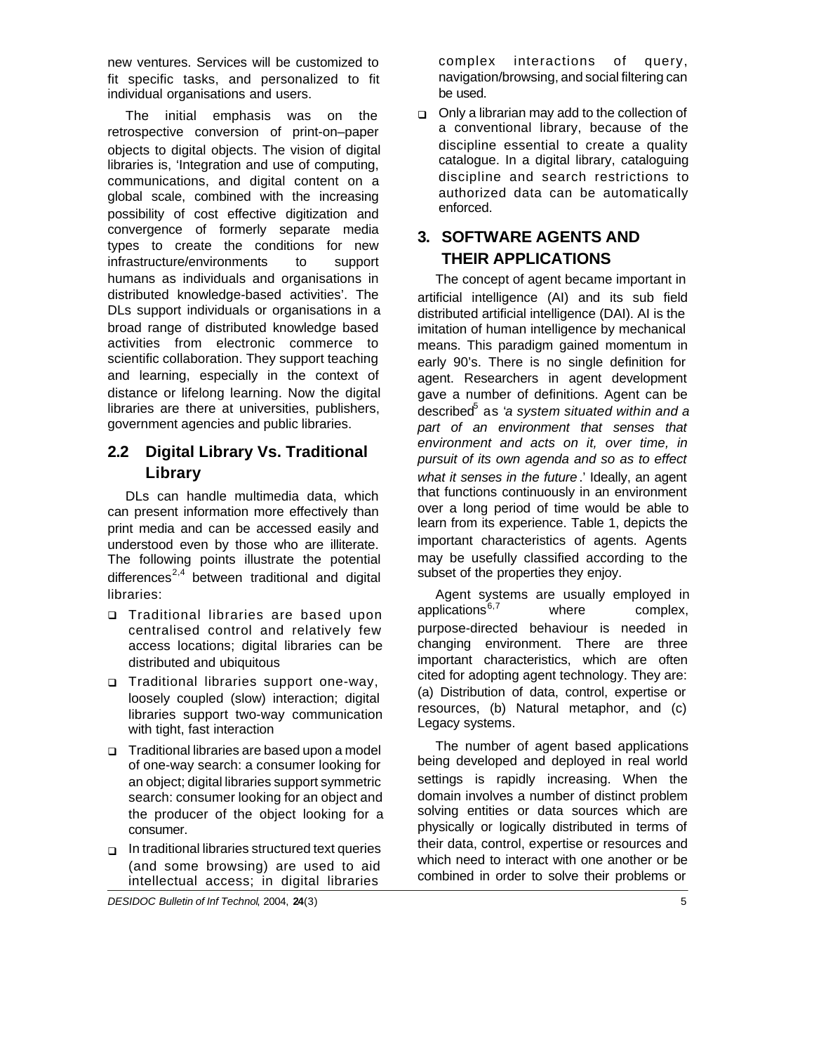new ventures. Services will be customized to fit specific tasks, and personalized to fit individual organisations and users.

The initial emphasis was on the retrospective conversion of print-on–paper objects to digital objects. The vision of digital libraries is, 'Integration and use of computing, communications, and digital content on a global scale, combined with the increasing possibility of cost effective digitization and convergence of formerly separate media types to create the conditions for new infrastructure/environments to support humans as individuals and organisations in distributed knowledge-based activities'. The DLs support individuals or organisations in a broad range of distributed knowledge based activities from electronic commerce to scientific collaboration. They support teaching and learning, especially in the context of distance or lifelong learning. Now the digital libraries are there at universities, publishers, government agencies and public libraries.

## 2.2 Digital Library Vs. Traditional Library

DLs can handle multimedia data, which can present information more effectively than print media and can be accessed easily and understood even by those who are illiterate. The following points illustrate the potential differences[2,4] between traditional and digital libraries:

- Traditional libraries are based upon centralised control and relatively few access locations; digital libraries can be distributed and ubiquitous
- Traditional libraries support one-way, loosely coupled (slow) interaction; digital libraries support two-way communication with tight, fast interaction
- Traditional libraries are based upon a model of one-way search: a consumer looking for an object; digital libraries support symmetric search: consumer looking for an object and the producer of the object looking for a consumer.
- In traditional libraries structured text queries (and some browsing) are used to aid intellectual access; in digital libraries complex interactions of query, navigation/browsing, and social filtering can be used.
- Only a librarian may add to the collection of a conventional library, because of the discipline essential to create a quality catalogue. In a digital library, cataloguing discipline and search restrictions to authorized data can be automatically enforced.

# 3. SOFTWARE AGENTS AND THEIR APPLICATIONS

The concept of agent became important in artificial intelligence (AI) and its sub field distributed artificial intelligence (DAI). AI is the imitation of human intelligence by mechanical means. This paradigm gained momentum in early 90's. There is no single definition for agent. Researchers in agent development gave a number of definitions. Agent can be described[5] as '*a system situated within and a part of an environment that senses that environment and acts on it, over time, in pursuit of its own agenda and so as to effect what it senses in the future*.' Ideally, an agent that functions continuously in an environment over a long period of time would be able to learn from its experience. Table 1, depicts the important characteristics of agents. Agents may be usefully classified according to the subset of the properties they enjoy.

Agent systems are usually employed in applications[6,7] where complex, purpose-directed behaviour is needed in changing environment. There are three important characteristics, which are often cited for adopting agent technology. They are: (a) Distribution of data, control, expertise or resources, (b) Natural metaphor, and (c) Legacy systems.

The number of agent based applications being developed and deployed in real world settings is rapidly increasing. When the domain involves a number of distinct problem solving entities or data sources which are physically or logically distributed in terms of their data, control, expertise or resources and which need to interact with one another or be combined in order to solve their problems or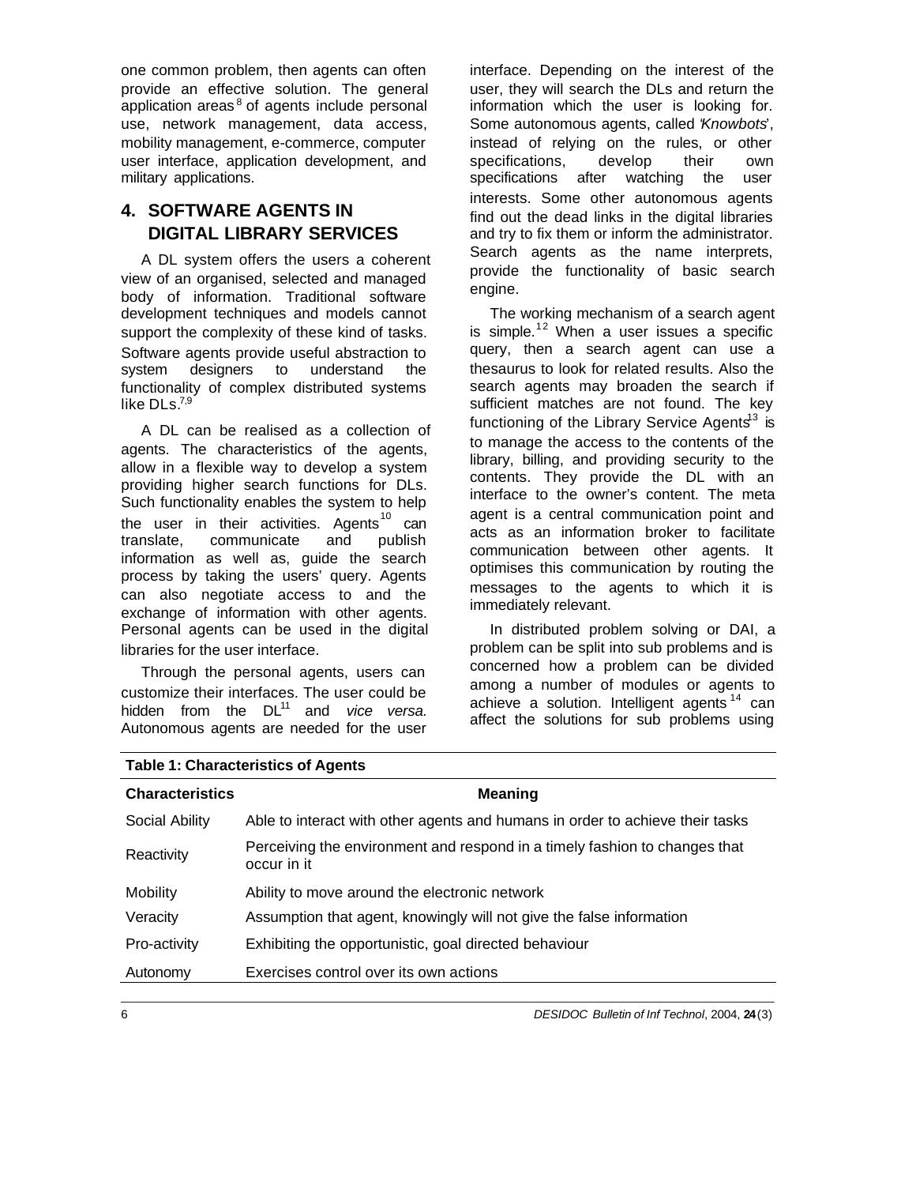one common problem, then agents can often provide an effective solution. The general application areas[8] of agents include personal use, network management, data access, mobility management, e-commerce, computer user interface, application development, and military applications.

## 4. SOFTWARE AGENTS IN DIGITAL LIBRARY SERVICES

A DL system offers the users a coherent view of an organised, selected and managed body of information. Traditional software development techniques and models cannot support the complexity of these kind of tasks. Software agents provide useful abstraction to system designers to understand the functionality of complex distributed systems like DLs.[7,9]

A DL can be realised as a collection of agents. The characteristics of the agents, allow in a flexible way to develop a system providing higher search functions for DLs. Such functionality enables the system to help the user in their activities. Agents[10] can translate, communicate and publish information as well as, guide the search process by taking the users' query. Agents can also negotiate access to and the exchange of information with other agents. Personal agents can be used in the digital libraries for the user interface.

Through the personal agents, users can customize their interfaces. The user could be hidden from the DL[11] and *vice versa.* Autonomous agents are needed for the user interface. Depending on the interest of the user, they will search the DLs and return the information which the user is looking for. Some autonomous agents, called '*Knowbots*', instead of relying on the rules, or other specifications, develop their own specifications after watching the user interests. Some other autonomous agents find out the dead links in the digital libraries and try to fix them or inform the administrator. Search agents as the name interprets, provide the functionality of basic search engine.

The working mechanism of a search agent is simple.[12] When a user issues a specific query, then a search agent can use a thesaurus to look for related results. Also the search agents may broaden the search if sufficient matches are not found. The key functioning of the Library Service Agents[13] is to manage the access to the contents of the library, billing, and providing security to the contents. They provide the DL with an interface to the owner's content. The meta agent is a central communication point and acts as an information broker to facilitate communication between other agents. It optimises this communication by routing the messages to the agents to which it is immediately relevant.

In distributed problem solving or DAI, a problem can be split into sub problems and is concerned how a problem can be divided among a number of modules or agents to achieve a solution. Intelligent agents[14] can affect the solutions for sub problems using

**Table 1: Characteristics of Agents**

| Characteristics | Meaning |
|---|---|
| Social Ability | Able to interact with other agents and humans in order to achieve their tasks |
| Reactivity | Perceiving the environment and respond in a timely fashion to changes that occur in it |
| Mobility | Ability to move around the electronic network |
| Veracity | Assumption that agent, knowingly will not give the false information |
| Pro-activity | Exhibiting the opportunistic, goal directed behaviour |
| Autonomy | Exercises control over its own actions |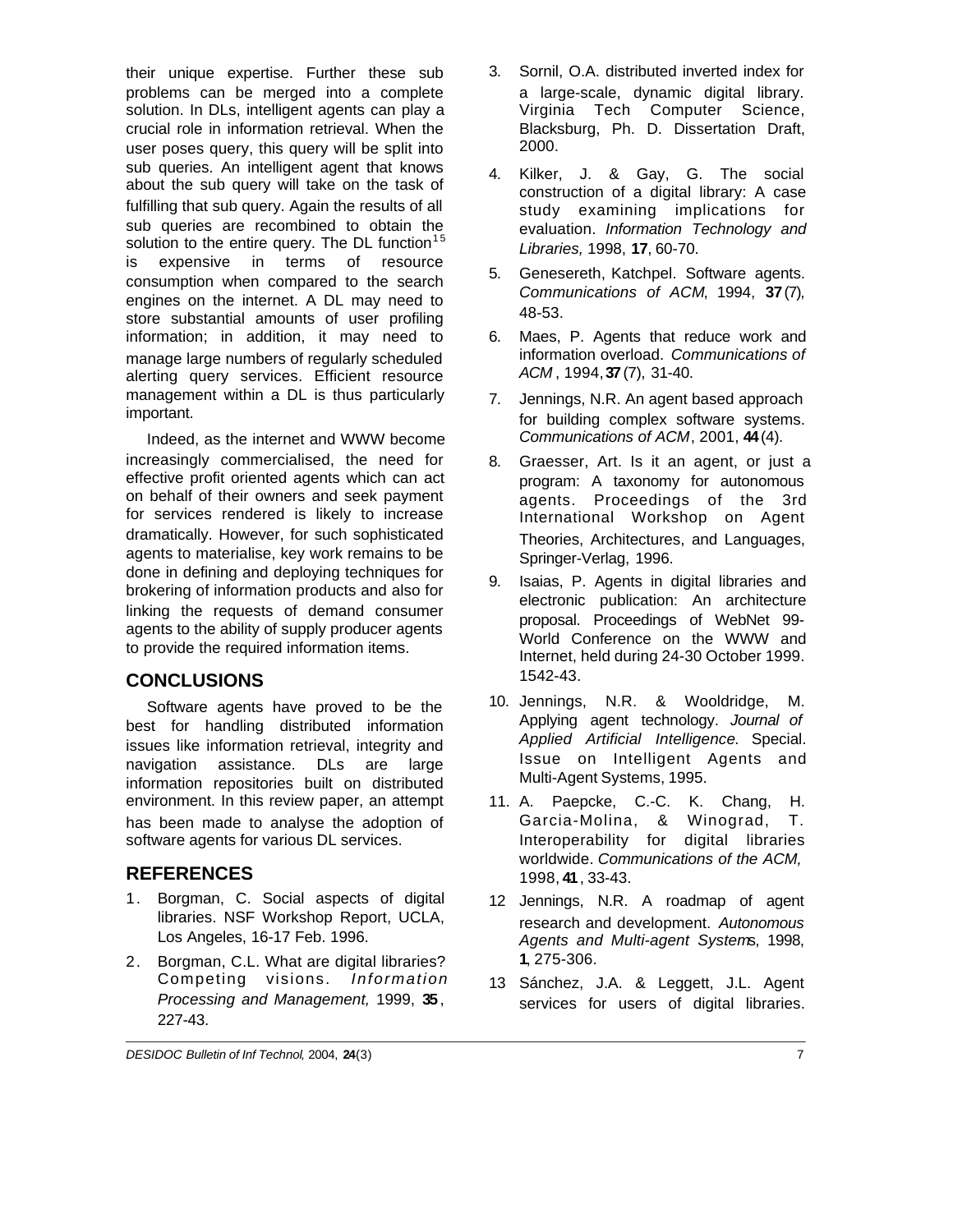their unique expertise. Further these sub problems can be merged into a complete solution. In DLs, intelligent agents can play a crucial role in information retrieval. When the user poses query, this query will be split into sub queries. An intelligent agent that knows about the sub query will take on the task of fulfilling that sub query. Again the results of all sub queries are recombined to obtain the solution to the entire query. The DL function[15] is expensive in terms of resource consumption when compared to the search engines on the internet. A DL may need to store substantial amounts of user profiling information; in addition, it may need to manage large numbers of regularly scheduled alerting query services. Efficient resource management within a DL is thus particularly important.

Indeed, as the internet and WWW become increasingly commercialised, the need for effective profit oriented agents which can act on behalf of their owners and seek payment for services rendered is likely to increase dramatically. However, for such sophisticated agents to materialise, key work remains to be done in defining and deploying techniques for brokering of information products and also for linking the requests of demand consumer agents to the ability of supply producer agents to provide the required information items.

## CONCLUSIONS

Software agents have proved to be the best for handling distributed information issues like information retrieval, integrity and navigation assistance. DLs are large information repositories built on distributed environment. In this review paper, an attempt has been made to analyse the adoption of software agents for various DL services.

## REFERENCES

1. Borgman, C. Social aspects of digital libraries. NSF Workshop Report, UCLA, Los Angeles, 16-17 Feb. 1996.
2. Borgman, C.L. What are digital libraries? Competing visions. *Information Processing and Management,* 1999, **35**, 227-43.
3. Sornil, O.A. distributed inverted index for a large-scale, dynamic digital library. Virginia Tech Computer Science, Blacksburg, Ph. D. Dissertation Draft, 2000.
4. Kilker, J. & Gay, G. The social construction of a digital library: A case study examining implications for evaluation. *Information Technology and Libraries,* 1998, **17**, 60-70.
5. Genesereth, Katchpel. Software agents. *Communications of ACM*, 1994, **37**(7), 48-53.
6. Maes, P. Agents that reduce work and information overload. *Communications of ACM*, 1994, **37**(7), 31-40.
7. Jennings, N.R. An agent based approach for building complex software systems. *Communications of ACM*, 2001, **44**(4).
8. Graesser, Art. Is it an agent, or just a program: A taxonomy for autonomous agents. Proceedings of the 3rd International Workshop on Agent Theories, Architectures, and Languages, Springer-Verlag, 1996.
9. Isaias, P. Agents in digital libraries and electronic publication: An architecture proposal. Proceedings of WebNet 99- World Conference on the WWW and Internet, held during 24-30 October 1999. 1542-43.
10. Jennings, N.R. & Wooldridge, M. Applying agent technology. *Journal of Applied Artificial Intelligence.* Special. Issue on Intelligent Agents and Multi-Agent Systems, 1995.
11. A. Paepcke, C.-C. K. Chang, H. Garcia-Molina, & Winograd, T. Interoperability for digital libraries worldwide. *Communications of the ACM,* 1998, **41**, 33-43.
12. Jennings, N.R. A roadmap of agent research and development. *Autonomous Agents and Multi-agent Systems*, 1998, **1**, 275-306.
13. Sánchez, J.A. & Leggett, J.L. Agent services for users of digital libraries.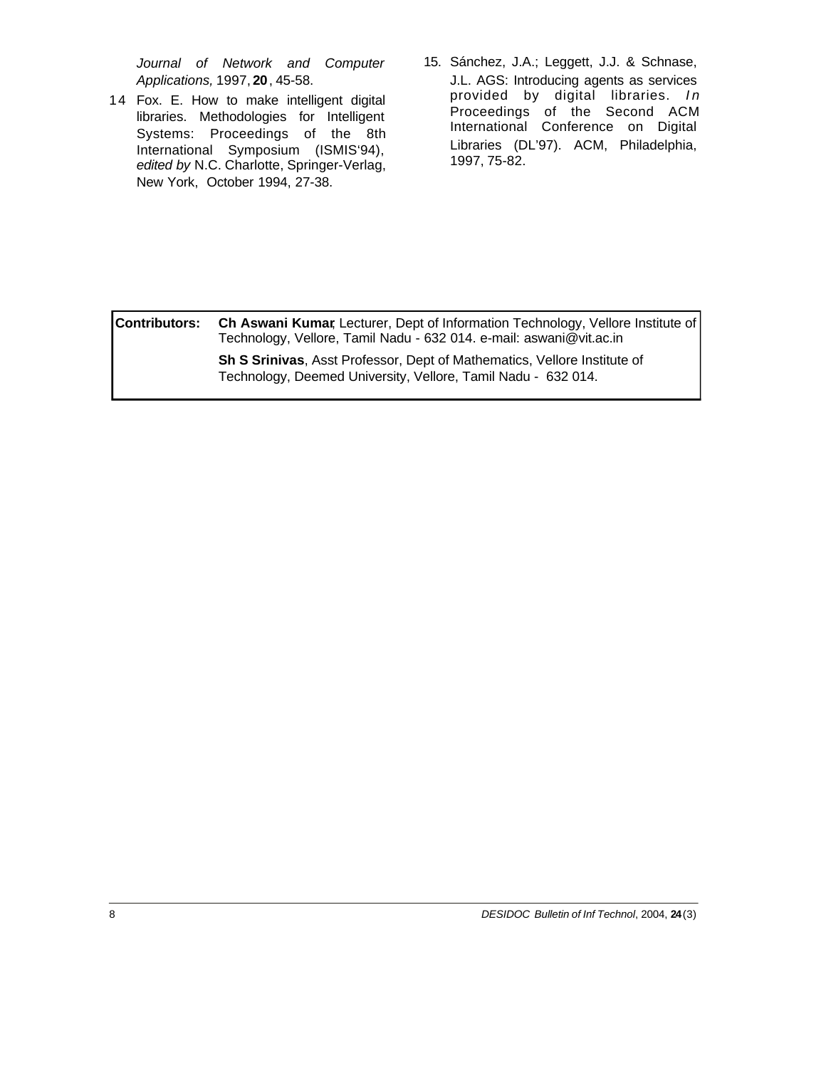*Journal of Network and Computer Applications,* 1997, **20**, 45-58.

14 Fox. E. How to make intelligent digital libraries. Methodologies for Intelligent Systems: Proceedings of the 8th International Symposium (ISMIS'94), *edited by* N.C. Charlotte, Springer-Verlag, New York, October 1994, 27-38.

15. Sánchez, J.A.; Leggett, J.J. & Schnase, J.L. AGS: Introducing agents as services provided by digital libraries. *In* Proceedings of the Second ACM International Conference on Digital Libraries (DL'97). ACM, Philadelphia, 1997, 75-82.

**Contributors:** **Ch Aswani Kumar**, Lecturer, Dept of Information Technology, Vellore Institute of Technology, Vellore, Tamil Nadu - 632 014. e-mail: aswani@vit.ac.in

**Sh S Srinivas**, Asst Professor, Dept of Mathematics, Vellore Institute of Technology, Deemed University, Vellore, Tamil Nadu - 632 014.